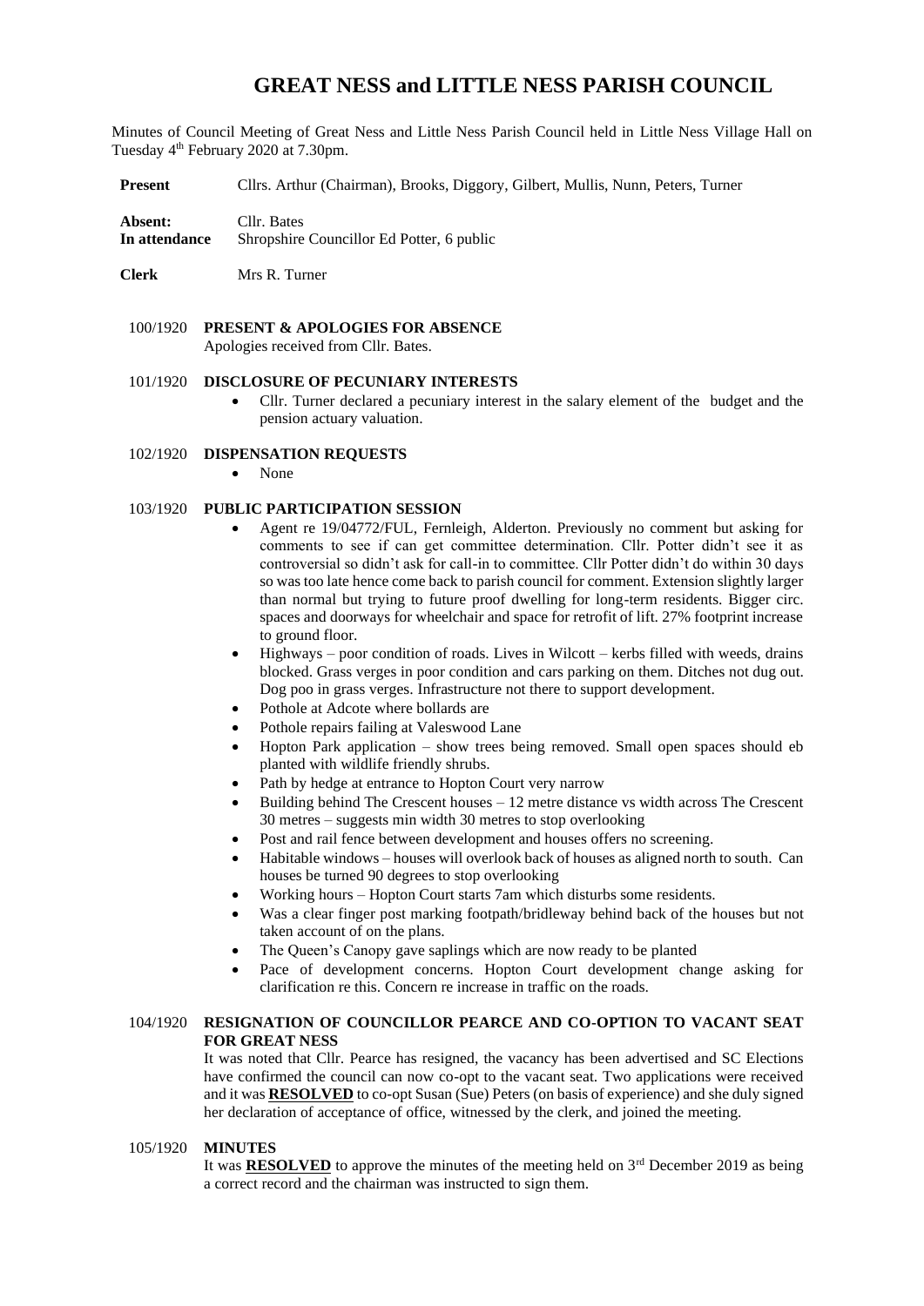# GREAT NESS and LITTLE NESS PARISH COUNCIL

Minutes of Council Meeting of Great Ness and Little Ness Parish Council held in Little Ness Village Hall on Tuesday 4th February 2020 at 7.30pm.

**Present** Cllrs. Arthur (Chairman), Brooks, Diggory, Gilbert, Mullis, Nunn, Peters, Turner

**Absent:** Cllr. Bates
**In attendance** Shropshire Councillor Ed Potter, 6 public

**Clerk** Mrs R. Turner

100/1920 **PRESENT & APOLOGIES FOR ABSENCE**
Apologies received from Cllr. Bates.

101/1920 **DISCLOSURE OF PECUNIARY INTERESTS**

- Cllr. Turner declared a pecuniary interest in the salary element of the budget and the pension actuary valuation.

102/1920 **DISPENSATION REQUESTS**

- None

103/1920 **PUBLIC PARTICIPATION SESSION**

- Agent re 19/04772/FUL, Fernleigh, Alderton. Previously no comment but asking for comments to see if can get committee determination. Cllr. Potter didn't see it as controversial so didn't ask for call-in to committee. Cllr Potter didn't do within 30 days so was too late hence come back to parish council for comment. Extension slightly larger than normal but trying to future proof dwelling for long-term residents. Bigger circ. spaces and doorways for wheelchair and space for retrofit of lift. 27% footprint increase to ground floor.
- Highways – poor condition of roads. Lives in Wilcott – kerbs filled with weeds, drains blocked. Grass verges in poor condition and cars parking on them. Ditches not dug out. Dog poo in grass verges. Infrastructure not there to support development.
- Pothole at Adcote where bollards are
- Pothole repairs failing at Valeswood Lane
- Hopton Park application – show trees being removed. Small open spaces should eb planted with wildlife friendly shrubs.
- Path by hedge at entrance to Hopton Court very narrow
- Building behind The Crescent houses – 12 metre distance vs width across The Crescent 30 metres – suggests min width 30 metres to stop overlooking
- Post and rail fence between development and houses offers no screening.
- Habitable windows – houses will overlook back of houses as aligned north to south. Can houses be turned 90 degrees to stop overlooking
- Working hours – Hopton Court starts 7am which disturbs some residents.
- Was a clear finger post marking footpath/bridleway behind back of the houses but not taken account of on the plans.
- The Queen's Canopy gave saplings which are now ready to be planted
- Pace of development concerns. Hopton Court development change asking for clarification re this. Concern re increase in traffic on the roads.

104/1920 **RESIGNATION OF COUNCILLOR PEARCE AND CO-OPTION TO VACANT SEAT FOR GREAT NESS**
It was noted that Cllr. Pearce has resigned, the vacancy has been advertised and SC Elections have confirmed the council can now co-opt to the vacant seat. Two applications were received and it was **RESOLVED** to co-opt Susan (Sue) Peters (on basis of experience) and she duly signed her declaration of acceptance of office, witnessed by the clerk, and joined the meeting.

105/1920 **MINUTES**
It was **RESOLVED** to approve the minutes of the meeting held on 3rd December 2019 as being a correct record and the chairman was instructed to sign them.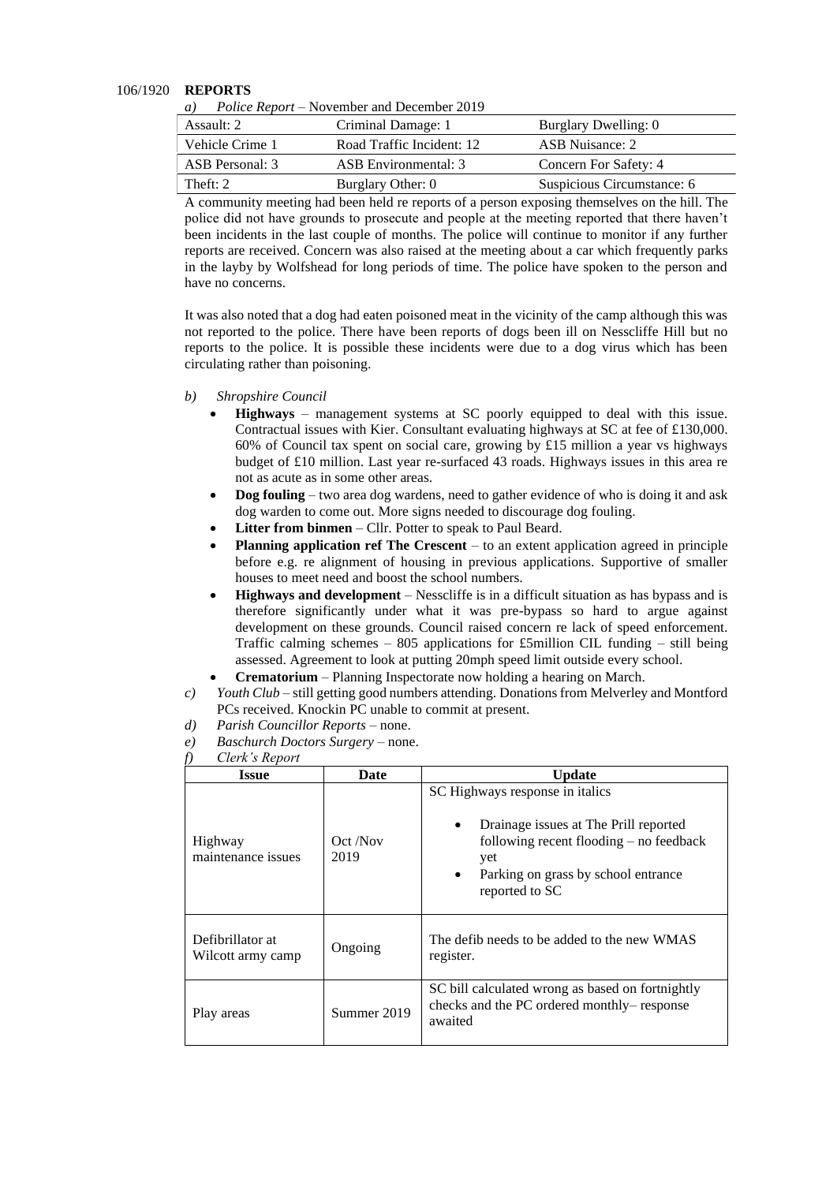106/1920 **REPORTS**

*a) Police Report* – November and December 2019

| Assault: 2 | Criminal Damage: 1 | Burglary Dwelling: 0 |
|---|---|---|
| Vehicle Crime 1 | Road Traffic Incident: 12 | ASB Nuisance: 2 |
| ASB Personal: 3 | ASB Environmental: 3 | Concern For Safety: 4 |
| Theft: 2 | Burglary Other: 0 | Suspicious Circumstance: 6 |

A community meeting had been held re reports of a person exposing themselves on the hill. The police did not have grounds to prosecute and people at the meeting reported that there haven't been incidents in the last couple of months. The police will continue to monitor if any further reports are received. Concern was also raised at the meeting about a car which frequently parks in the layby by Wolfshead for long periods of time. The police have spoken to the person and have no concerns.

It was also noted that a dog had eaten poisoned meat in the vicinity of the camp although this was not reported to the police. There have been reports of dogs been ill on Nesscliffe Hill but no reports to the police. It is possible these incidents were due to a dog virus which has been circulating rather than poisoning.

*b) Shropshire Council*

- **Highways** – management systems at SC poorly equipped to deal with this issue. Contractual issues with Kier. Consultant evaluating highways at SC at fee of £130,000. 60% of Council tax spent on social care, growing by £15 million a year vs highways budget of £10 million. Last year re-surfaced 43 roads. Highways issues in this area re not as acute as in some other areas.
- **Dog fouling** – two area dog wardens, need to gather evidence of who is doing it and ask dog warden to come out. More signs needed to discourage dog fouling.
- **Litter from binmen** – Cllr. Potter to speak to Paul Beard.
- **Planning application ref The Crescent** – to an extent application agreed in principle before e.g. re alignment of housing in previous applications. Supportive of smaller houses to meet need and boost the school numbers.
- **Highways and development** – Nesscliffe is in a difficult situation as has bypass and is therefore significantly under what it was pre-bypass so hard to argue against development on these grounds. Council raised concern re lack of speed enforcement. Traffic calming schemes – 805 applications for £5million CIL funding – still being assessed. Agreement to look at putting 20mph speed limit outside every school.
- **Crematorium** – Planning Inspectorate now holding a hearing on March.

*c) Youth Club* – still getting good numbers attending. Donations from Melverley and Montford PCs received. Knockin PC unable to commit at present.

*d) Parish Councillor Reports* – none.

*e) Baschurch Doctors Surgery* – none.

*f) Clerk's Report*

| Issue | Date | Update |
|---|---|---|
| Highway maintenance issues | Oct /Nov 2019 | SC Highways response in italics<br>• Drainage issues at The Prill reported following recent flooding – no feedback yet<br>• Parking on grass by school entrance reported to SC |
| Defibrillator at Wilcott army camp | Ongoing | The defib needs to be added to the new WMAS register. |
| Play areas | Summer 2019 | SC bill calculated wrong as based on fortnightly checks and the PC ordered monthly– response awaited |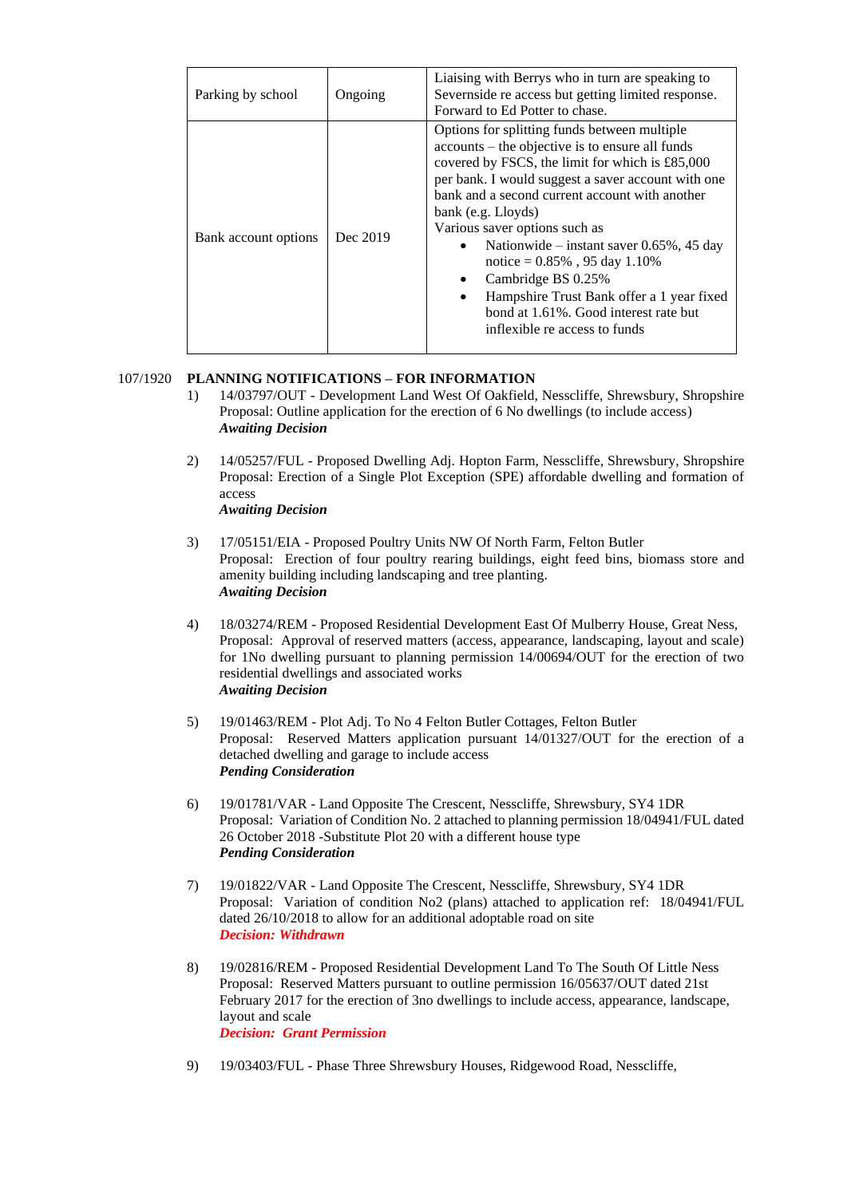| Parking by school | Ongoing | Liaising with Berrys who in turn are speaking to Severnside re access but getting limited response. Forward to Ed Potter to chase. |
|---|---|---|
| Bank account options | Dec 2019 | Options for splitting funds between multiple accounts – the objective is to ensure all funds covered by FSCS, the limit for which is £85,000 per bank. I would suggest a saver account with one bank and a second current account with another bank (e.g. Lloyds)<br>Various saver options such as<br>• Nationwide – instant saver 0.65%, 45 day notice = 0.85% , 95 day 1.10%<br>• Cambridge BS 0.25%<br>• Hampshire Trust Bank offer a 1 year fixed bond at 1.61%. Good interest rate but inflexible re access to funds |

107/1920 **PLANNING NOTIFICATIONS – FOR INFORMATION**

1) 14/03797/OUT - Development Land West Of Oakfield, Nesscliffe, Shrewsbury, Shropshire
   Proposal: Outline application for the erection of 6 No dwellings (to include access)
   ***Awaiting Decision***

2) 14/05257/FUL - Proposed Dwelling Adj. Hopton Farm, Nesscliffe, Shrewsbury, Shropshire
   Proposal: Erection of a Single Plot Exception (SPE) affordable dwelling and formation of access
   ***Awaiting Decision***

3) 17/05151/EIA - Proposed Poultry Units NW Of North Farm, Felton Butler
   Proposal: Erection of four poultry rearing buildings, eight feed bins, biomass store and amenity building including landscaping and tree planting.
   ***Awaiting Decision***

4) 18/03274/REM - Proposed Residential Development East Of Mulberry House, Great Ness,
   Proposal: Approval of reserved matters (access, appearance, landscaping, layout and scale) for 1No dwelling pursuant to planning permission 14/00694/OUT for the erection of two residential dwellings and associated works
   ***Awaiting Decision***

5) 19/01463/REM - Plot Adj. To No 4 Felton Butler Cottages, Felton Butler
   Proposal: Reserved Matters application pursuant 14/01327/OUT for the erection of a detached dwelling and garage to include access
   ***Pending Consideration***

6) 19/01781/VAR - Land Opposite The Crescent, Nesscliffe, Shrewsbury, SY4 1DR
   Proposal: Variation of Condition No. 2 attached to planning permission 18/04941/FUL dated 26 October 2018 -Substitute Plot 20 with a different house type
   ***Pending Consideration***

7) 19/01822/VAR - Land Opposite The Crescent, Nesscliffe, Shrewsbury, SY4 1DR
   Proposal: Variation of condition No2 (plans) attached to application ref: 18/04941/FUL dated 26/10/2018 to allow for an additional adoptable road on site
   ***Decision: Withdrawn***

8) 19/02816/REM - Proposed Residential Development Land To The South Of Little Ness
   Proposal: Reserved Matters pursuant to outline permission 16/05637/OUT dated 21st February 2017 for the erection of 3no dwellings to include access, appearance, landscape, layout and scale
   ***Decision: Grant Permission***

9) 19/03403/FUL - Phase Three Shrewsbury Houses, Ridgewood Road, Nesscliffe,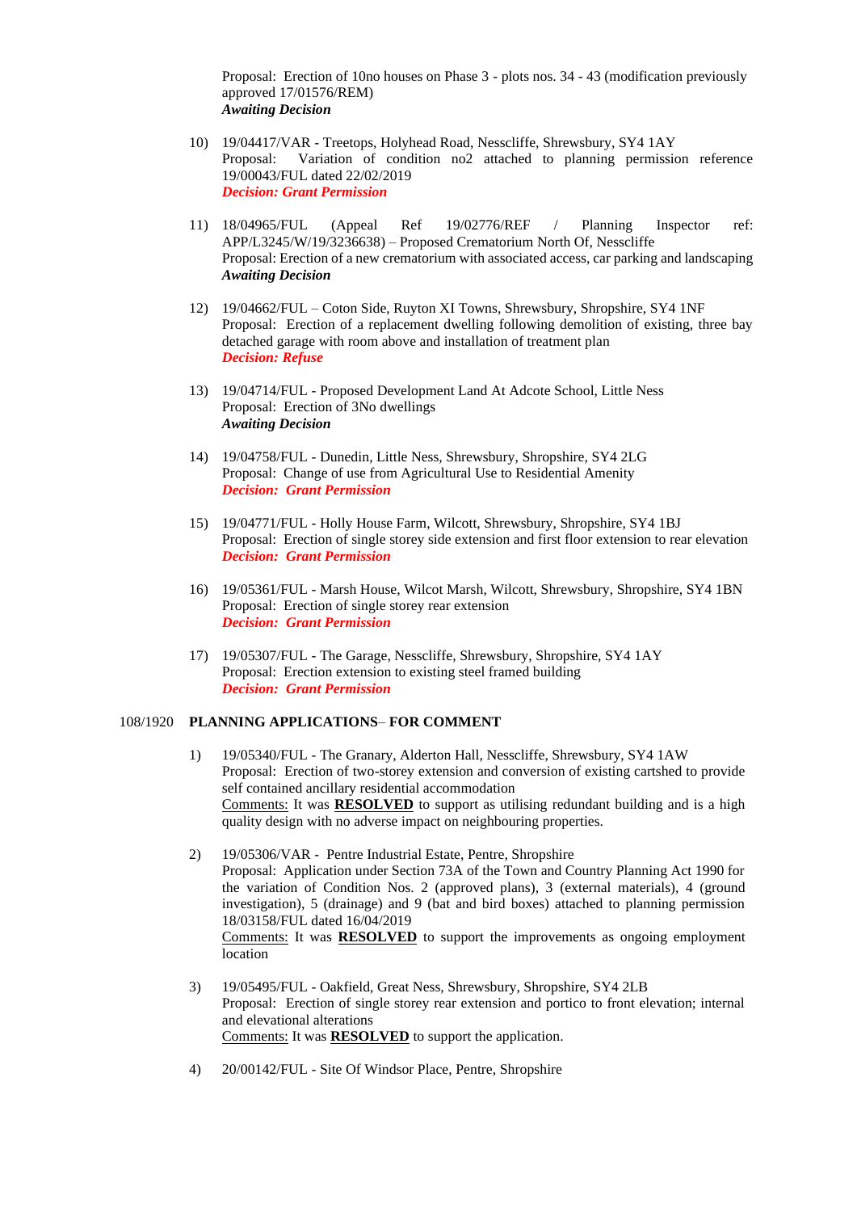Proposal: Erection of 10no houses on Phase 3 - plots nos. 34 - 43 (modification previously approved 17/01576/REM)
***Awaiting Decision***

10) 19/04417/VAR - Treetops, Holyhead Road, Nesscliffe, Shrewsbury, SY4 1AY
Proposal: Variation of condition no2 attached to planning permission reference 19/00043/FUL dated 22/02/2019
***Decision: Grant Permission***

11) 18/04965/FUL (Appeal Ref 19/02776/REF / Planning Inspector ref: APP/L3245/W/19/3236638) – Proposed Crematorium North Of, Nesscliffe
Proposal: Erection of a new crematorium with associated access, car parking and landscaping
***Awaiting Decision***

12) 19/04662/FUL – Coton Side, Ruyton XI Towns, Shrewsbury, Shropshire, SY4 1NF
Proposal: Erection of a replacement dwelling following demolition of existing, three bay detached garage with room above and installation of treatment plan
***Decision: Refuse***

13) 19/04714/FUL - Proposed Development Land At Adcote School, Little Ness
Proposal: Erection of 3No dwellings
***Awaiting Decision***

14) 19/04758/FUL - Dunedin, Little Ness, Shrewsbury, Shropshire, SY4 2LG
Proposal: Change of use from Agricultural Use to Residential Amenity
***Decision: Grant Permission***

15) 19/04771/FUL - Holly House Farm, Wilcott, Shrewsbury, Shropshire, SY4 1BJ
Proposal: Erection of single storey side extension and first floor extension to rear elevation
***Decision: Grant Permission***

16) 19/05361/FUL - Marsh House, Wilcot Marsh, Wilcott, Shrewsbury, Shropshire, SY4 1BN
Proposal: Erection of single storey rear extension
***Decision: Grant Permission***

17) 19/05307/FUL - The Garage, Nesscliffe, Shrewsbury, Shropshire, SY4 1AY
Proposal: Erection extension to existing steel framed building
***Decision: Grant Permission***

## 108/1920 PLANNING APPLICATIONS– FOR COMMENT

1) 19/05340/FUL - The Granary, Alderton Hall, Nesscliffe, Shrewsbury, SY4 1AW
Proposal: Erection of two-storey extension and conversion of existing cartshed to provide self contained ancillary residential accommodation
Comments: It was **RESOLVED** to support as utilising redundant building and is a high quality design with no adverse impact on neighbouring properties.

2) 19/05306/VAR - Pentre Industrial Estate, Pentre, Shropshire
Proposal: Application under Section 73A of the Town and Country Planning Act 1990 for the variation of Condition Nos. 2 (approved plans), 3 (external materials), 4 (ground investigation), 5 (drainage) and 9 (bat and bird boxes) attached to planning permission 18/03158/FUL dated 16/04/2019
Comments: It was **RESOLVED** to support the improvements as ongoing employment location

3) 19/05495/FUL - Oakfield, Great Ness, Shrewsbury, Shropshire, SY4 2LB
Proposal: Erection of single storey rear extension and portico to front elevation; internal and elevational alterations
Comments: It was **RESOLVED** to support the application.

4) 20/00142/FUL - Site Of Windsor Place, Pentre, Shropshire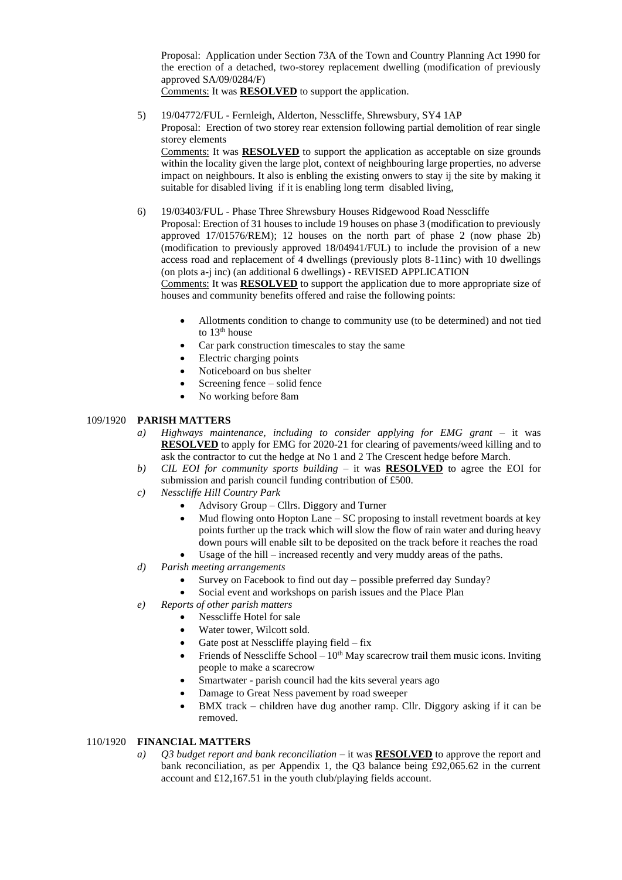Proposal: Application under Section 73A of the Town and Country Planning Act 1990 for the erection of a detached, two-storey replacement dwelling (modification of previously approved SA/09/0284/F)

Comments: It was **RESOLVED** to support the application.

5) 19/04772/FUL - Fernleigh, Alderton, Nesscliffe, Shrewsbury, SY4 1AP

Proposal: Erection of two storey rear extension following partial demolition of rear single storey elements

Comments: It was **RESOLVED** to support the application as acceptable on size grounds within the locality given the large plot, context of neighbouring large properties, no adverse impact on neighbours. It also is enbling the existing onwers to stay ij the site by making it suitable for disabled living if it is enabling long term disabled living,

6) 19/03403/FUL - Phase Three Shrewsbury Houses Ridgewood Road Nesscliffe

Proposal: Erection of 31 houses to include 19 houses on phase 3 (modification to previously approved 17/01576/REM); 12 houses on the north part of phase 2 (now phase 2b) (modification to previously approved 18/04941/FUL) to include the provision of a new access road and replacement of 4 dwellings (previously plots 8-11inc) with 10 dwellings (on plots a-j inc) (an additional 6 dwellings) - REVISED APPLICATION

Comments: It was **RESOLVED** to support the application due to more appropriate size of houses and community benefits offered and raise the following points:

- Allotments condition to change to community use (to be determined) and not tied to 13th house
- Car park construction timescales to stay the same
- Electric charging points
- Noticeboard on bus shelter
- Screening fence – solid fence
- No working before 8am

## 109/1920 PARISH MATTERS

a) *Highways maintenance, including to consider applying for EMG grant* – it was **RESOLVED** to apply for EMG for 2020-21 for clearing of pavements/weed killing and to ask the contractor to cut the hedge at No 1 and 2 The Crescent hedge before March.

b) *CIL EOI for community sports building* – it was **RESOLVED** to agree the EOI for submission and parish council funding contribution of £500.

c) *Nesscliffe Hill Country Park*
- Advisory Group – Cllrs. Diggory and Turner
- Mud flowing onto Hopton Lane – SC proposing to install revetment boards at key points further up the track which will slow the flow of rain water and during heavy down pours will enable silt to be deposited on the track before it reaches the road
- Usage of the hill – increased recently and very muddy areas of the paths.

d) *Parish meeting arrangements*
- Survey on Facebook to find out day – possible preferred day Sunday?
- Social event and workshops on parish issues and the Place Plan

e) *Reports of other parish matters*
- Nesscliffe Hotel for sale
- Water tower, Wilcott sold.
- Gate post at Nesscliffe playing field – fix
- Friends of Nesscliffe School – 10th May scarecrow trail them music icons. Inviting people to make a scarecrow
- Smartwater - parish council had the kits several years ago
- Damage to Great Ness pavement by road sweeper
- BMX track – children have dug another ramp. Cllr. Diggory asking if it can be removed.

## 110/1920 FINANCIAL MATTERS

a) *Q3 budget report and bank reconciliation* – it was **RESOLVED** to approve the report and bank reconciliation, as per Appendix 1, the Q3 balance being £92,065.62 in the current account and £12,167.51 in the youth club/playing fields account.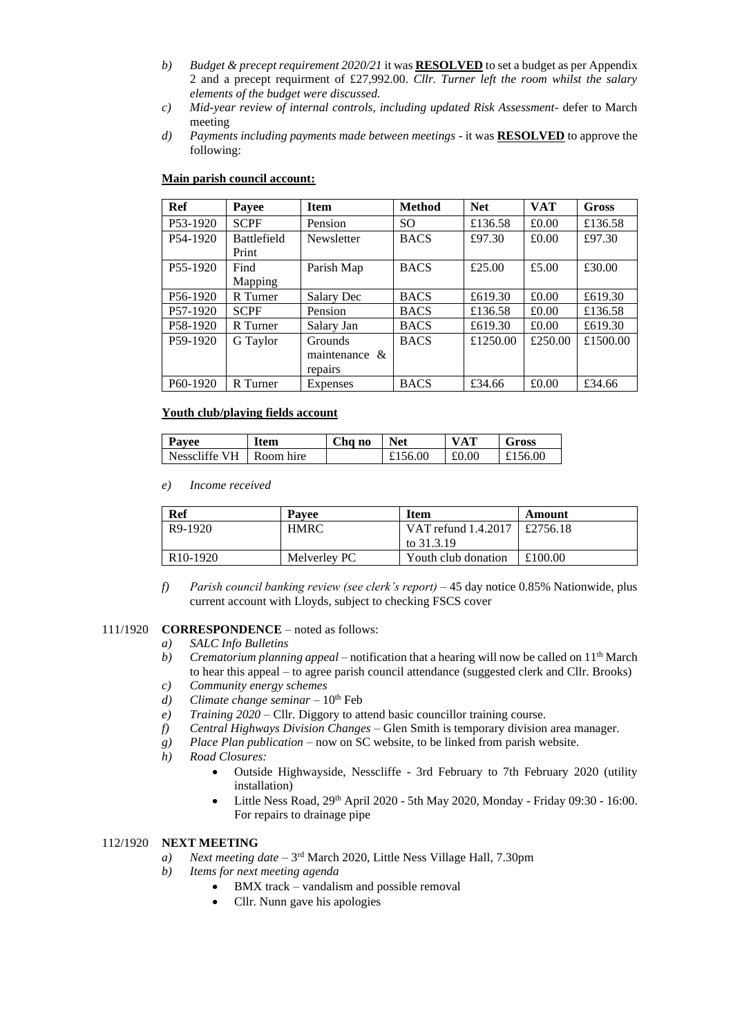b) *Budget & precept requirement 2020/21* it was **RESOLVED** to set a budget as per Appendix 2 and a precept requirment of £27,992.00. *Cllr. Turner left the room whilst the salary elements of the budget were discussed.*

c) *Mid-year review of internal controls, including updated Risk Assessment*- defer to March meeting

d) *Payments including payments made between meetings* - it was **RESOLVED** to approve the following:

**Main parish council account:**

| Ref | Payee | Item | Method | Net | VAT | Gross |
|---|---|---|---|---|---|---|
| P53-1920 | SCPF | Pension | SO | £136.58 | £0.00 | £136.58 |
| P54-1920 | Battlefield Print | Newsletter | BACS | £97.30 | £0.00 | £97.30 |
| P55-1920 | Find Mapping | Parish Map | BACS | £25.00 | £5.00 | £30.00 |
| P56-1920 | R Turner | Salary Dec | BACS | £619.30 | £0.00 | £619.30 |
| P57-1920 | SCPF | Pension | BACS | £136.58 | £0.00 | £136.58 |
| P58-1920 | R Turner | Salary Jan | BACS | £619.30 | £0.00 | £619.30 |
| P59-1920 | G Taylor | Grounds maintenance & repairs | BACS | £1250.00 | £250.00 | £1500.00 |
| P60-1920 | R Turner | Expenses | BACS | £34.66 | £0.00 | £34.66 |

**Youth club/playing fields account**

| Payee | Item | Chq no | Net | VAT | Gross |
|---|---|---|---|---|---|
| Nesscliffe VH | Room hire | | £156.00 | £0.00 | £156.00 |

e) *Income received*

| Ref | Payee | Item | Amount |
|---|---|---|---|
| R9-1920 | HMRC | VAT refund 1.4.2017 to 31.3.19 | £2756.18 |
| R10-1920 | Melverley PC | Youth club donation | £100.00 |

f) *Parish council banking review (see clerk's report)* – 45 day notice 0.85% Nationwide, plus current account with Lloyds, subject to checking FSCS cover

111/1920 **CORRESPONDENCE** – noted as follows:

a) *SALC Info Bulletins*

b) *Crematorium planning appeal* – notification that a hearing will now be called on 11th March to hear this appeal – to agree parish council attendance (suggested clerk and Cllr. Brooks)

c) *Community energy schemes*

d) *Climate change seminar* – 10th Feb

e) *Training 2020* – Cllr. Diggory to attend basic councillor training course.

f) *Central Highways Division Changes* – Glen Smith is temporary division area manager.

g) *Place Plan publication* – now on SC website, to be linked from parish website.

h) *Road Closures:*
- Outside Highwayside, Nesscliffe - 3rd February to 7th February 2020 (utility installation)
- Little Ness Road, 29th April 2020 - 5th May 2020, Monday - Friday 09:30 - 16:00. For repairs to drainage pipe

112/1920 **NEXT MEETING**

a) *Next meeting date* – 3rd March 2020, Little Ness Village Hall, 7.30pm

b) *Items for next meeting agenda*
- BMX track – vandalism and possible removal
- Cllr. Nunn gave his apologies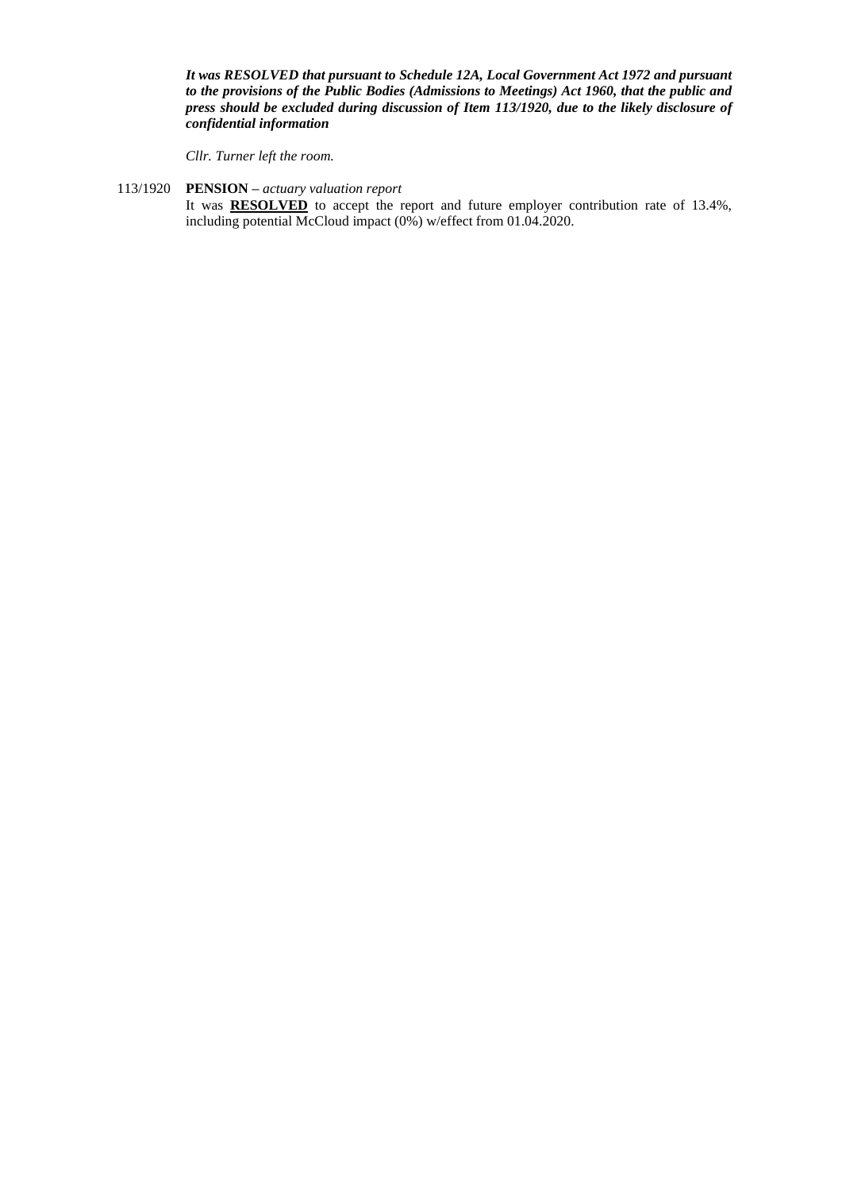***It was RESOLVED that pursuant to Schedule 12A, Local Government Act 1972 and pursuant to the provisions of the Public Bodies (Admissions to Meetings) Act 1960, that the public and press should be excluded during discussion of Item 113/1920, due to the likely disclosure of confidential information***

*Cllr. Turner left the room.*

113/1920 **PENSION –** *actuary valuation report*

It was **RESOLVED** to accept the report and future employer contribution rate of 13.4%, including potential McCloud impact (0%) w/effect from 01.04.2020.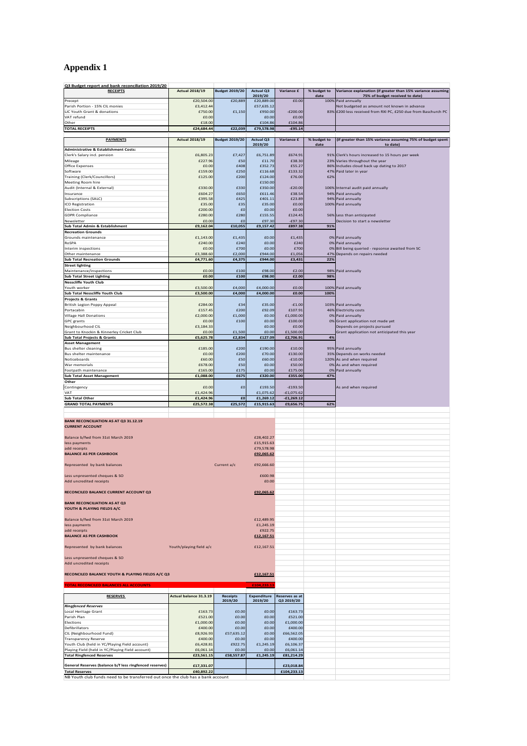# Appendix 1

| Q3 Budget report and bank reconciliation 2019/20 | | | | | | |
|---|---|---|---|---|---|---|
| **RECEIPTS** | **Actual 2018/19** | **Budget 2019/20** | **Actual Q3 2019/20** | **Variance £** | **% budget to date** | **Variance explanation (if greater than 15% variance assuming 75% of budget received to date)** |
| Precept | £20,504.00 | £20,889 | £20,889.00 | £0.00 | 100% | Paid annually |
| Parish Portion - 15% CIL monies | £3,412.44 | | £57,635.12 | | | Not budgeted as amount not known in advance |
| LJC Youth Grant & donations | £750.00 | £1,150 | £950.00 | -£200.00 | 83% | £200 less received from RXI PC, £250 due from Baschurch PC |
| VAT refund | £0.00 | | £0.00 | £0.00 | | |
| Other | £18.00 | | £104.86 | £104.86 | | |
| **TOTAL RECEIPTS** | **£24,684.44** | **£22,039** | **£79,578.98** | **-£95.14** | | |

| **PAYMENTS** | **Actual 2018/19** | **Budget 2019/20** | **Actual Q3 2019/20** | **Variance £** | **% budget to date** | **(if greater than 15% variance assuming 75% of budget spent to date)** |
|---|---|---|---|---|---|---|
| **Administrative & Establishment Costs:** | | | | | | |
| Clerk's Salary incl. pension | £6,805.23 | £7,427 | £6,751.89 | £674.91 | 91% | Clerk's hours increased to 15 hours per week |
| Mileage | £227.96 | £50 | £11.70 | £38.30 | 23% | Varies throughout the year |
| Office Expenses | £0.00 | £408 | £352.73 | £55.27 | 86% | Includes cloud back up dating to 2017 |
| Software | £159.00 | £250 | £116.68 | £133.32 | 47% | Paid later in year |
| Training (Clerk/Councillors) | £125.00 | £200 | £124.00 | £76.00 | 62% | |
| Meeting Room hire | | | £150.00 | | | |
| Audit (Internal & External) | £330.00 | £330 | £350.00 | -£20.00 | 106% | Internal audit paid annually |
| Insurance | £604.27 | £650 | £611.46 | £38.54 | 94% | Paid annually |
| Subscriptions (SALC) | £395.58 | £425 | £401.11 | £23.89 | 94% | Paid annually |
| ICO Registration | £35.00 | £35 | £35.00 | £0.00 | 100% | Paid annually |
| Election Costs | £200.00 | £0 | £0.00 | £0.00 | | |
| GDPR Compliance | £280.00 | £280 | £155.55 | £124.45 | 56% | Less than anticipated |
| Newsletter | £0.00 | £0 | £97.30 | -£97.30 | | Decision to start a newsletter |
| **Sub Total Admin & Establishment** | **£9,162.04** | **£10,055** | **£9,157.42** | **£897.38** | **91%** | |
| **Recreation Grounds** | | | | | | |
| Grounds maintenance | £1,143.00 | £1,435 | £0.00 | £1,435 | 0% | Paid annually |
| RoSPA | £240.00 | £240 | £0.00 | £240 | 0% | Paid annually |
| Interim inspections | £0.00 | £700 | £0.00 | £700 | 0% | Bill being queried - repsonse awaited from SC |
| Other maintenance | £3,388.60 | £2,000 | £944.00 | £1,056 | 47% | Depends on repairs needed |
| **Sub Total Recreation Grounds** | **£4,771.60** | **£4,375** | **£944.00** | **£3,431** | **22%** | |
| **Street lighting** | | | | | | |
| Maintenance/inspections | £0.00 | £100 | £98.00 | £2.00 | 98% | Paid annually |
| **Sub Total Street Lighting** | **£0.00** | **£100** | **£98.00** | **£2.00** | **98%** | |
| **Nesscliffe Youth Club** | | | | | | |
| Youth worker | £3,500.00 | £4,000 | £4,000.00 | £0.00 | 100% | Paid annually |
| **Sub Total Nesscliffe Youth Club** | **£3,500.00** | **£4,000** | **£4,000.00** | **£0.00** | **100%** | |
| **Projects & Grants** | | | | | | |
| British Legion Poppy Appeal | £284.00 | £34 | £35.00 | -£1.00 | 103% | Paid annually |
| Portacabin | £157.45 | £200 | £92.09 | £107.91 | 46% | Electricity costs |
| Village Hall Donations | £2,000.00 | £1,000 | £0.00 | £1,000.00 | 0% | Paid annually |
| GPC grants | £0.00 | £100 | £0.00 | £100.00 | 0% | Grant application not made yet |
| Neighbourhood CIL | £3,184.33 | | £0.00 | £0.00 | | Depends on projects pursued |
| Grant to Knockin & Kinnerley Cricket Club | £0.00 | £1,500 | £0.00 | £1,500.00 | | Grant application not anticipated this year |
| **Sub Total Projects & Grants** | **£5,625.78** | **£2,834** | **£127.09** | **£2,706.91** | **4%** | |
| **Asset Management** | | | | | | |
| Bus shelter cleaning | £185.00 | £200 | £190.00 | £10.00 | 95% | Paid annually |
| Bus shelter maintenance | £0.00 | £200 | £70.00 | £130.00 | 35% | Depends on works needed |
| Noticeboards | £60.00 | £50 | £60.00 | -£10.00 | 120% | As and when required |
| War memorials | £678.00 | £50 | £0.00 | £50.00 | 0% | As and when required |
| Footpath maintenance | £165.00 | £175 | £0.00 | £175.00 | 0% | Paid annually |
| **Sub Total Asset Management** | **£1,088.00** | **£675** | **£320.00** | **£355.00** | **47%** | |
| **Other** | | | | | | |
| Contingency | £0.00 | £0 | £193.50 | -£193.50 | | As and when required |
| VAT | £1,424.96 | | £1,075.62 | -£1,075.62 | | |
| **Sub Total Other** | **£1,424.96** | **£0** | **£1,269.12** | **-£1,269.12** | | |
| **GRAND TOTAL PAYMENTS** | **£25,572.38** | **£25,572** | **£15,915.63** | **£9,656.75** | **62%** | |

**BANK RECONCILIATION AS AT Q3 31.12.19**
**CURRENT ACCOUNT**

| | | |
|---|---|---|
| Balance b/fwd from 31st March 2019 | | £28,402.27 |
| less payments | | £15,915.63 |
| add receipts | | £79,578.98 |
| **BALANCE AS PER CASHBOOK** | | **£92,065.62** |
| Represented by bank balances | Current a/c | £92,666.60 |
| Less unpresented cheques & SO | | £600.98 |
| Add uncredited receipts | | £0.00 |
| **RECONCILED BALANCE CURRENT ACCOUNT Q3** | | **£92,065.62** |

**BANK RECONCILIATION AS AT Q3**
**YOUTH & PLAYING FIELDS A/C**

| | | |
|---|---|---|
| Balance b/fwd from 31st March 2019 | | £12,489.95 |
| less payments | | £1,245.19 |
| add receipts | | £922.75 |
| **BALANCE AS PER CASHBOOK** | | **£12,167.51** |
| Represented by bank balances | Youth/playing field a/c | £12,167.51 |
| Less unpresented cheques & SO | | |
| Add uncredited receipts | | |
| **RECONCILED BALANCE YOUTH & PLAYING FIELDS A/C Q3** | | **£12,167.51** |
| **TOTAL RECONCILED BALANCES ALL ACCOUNTS** | | **£104,233.13** |

| **RESERVES** | **Actual balance 31.3.19** | **Receipts 2019/20** | **Expenditure 2019/20** | **Reserves as at Q3 2019/20** |
|---|---|---|---|---|
| ***Ringfenced Reserves*** | | | | |
| Local Heritage Grant | £163.73 | £0.00 | £0.00 | £163.73 |
| Parish Plan | £521.00 | £0.00 | £0.00 | £521.00 |
| Elections | £1,000.00 | £0.00 | £0.00 | £1,000.00 |
| Defibrillators | £400.00 | £0.00 | £0.00 | £400.00 |
| CIL (Neighbourhood Fund) | £8,926.93 | £57,635.12 | £0.00 | £66,562.05 |
| Transparency Reserve | £400.00 | £0.00 | £0.00 | £400.00 |
| Youth Club (held in YC/Playing Field account) | £6,428.81 | £922.75 | £1,245.19 | £6,106.37 |
| Playing Field (held in YC/Playing Field account) | £6,061.14 | £0.00 | £0.00 | £6,061.14 |
| **Total Ringfenced Reserves** | **£23,561.15** | **£58,557.87** | **£1,245.19** | **£81,214.29** |
| **General Reserves (balance b/f less ringfenced reserves)** | **£17,331.07** | | | **£23,018.84** |
| **Total Reserves** | **£40,892.22** | | | **£104,233.13** |

NB Youth club funds need to be transferred out once the club has a bank account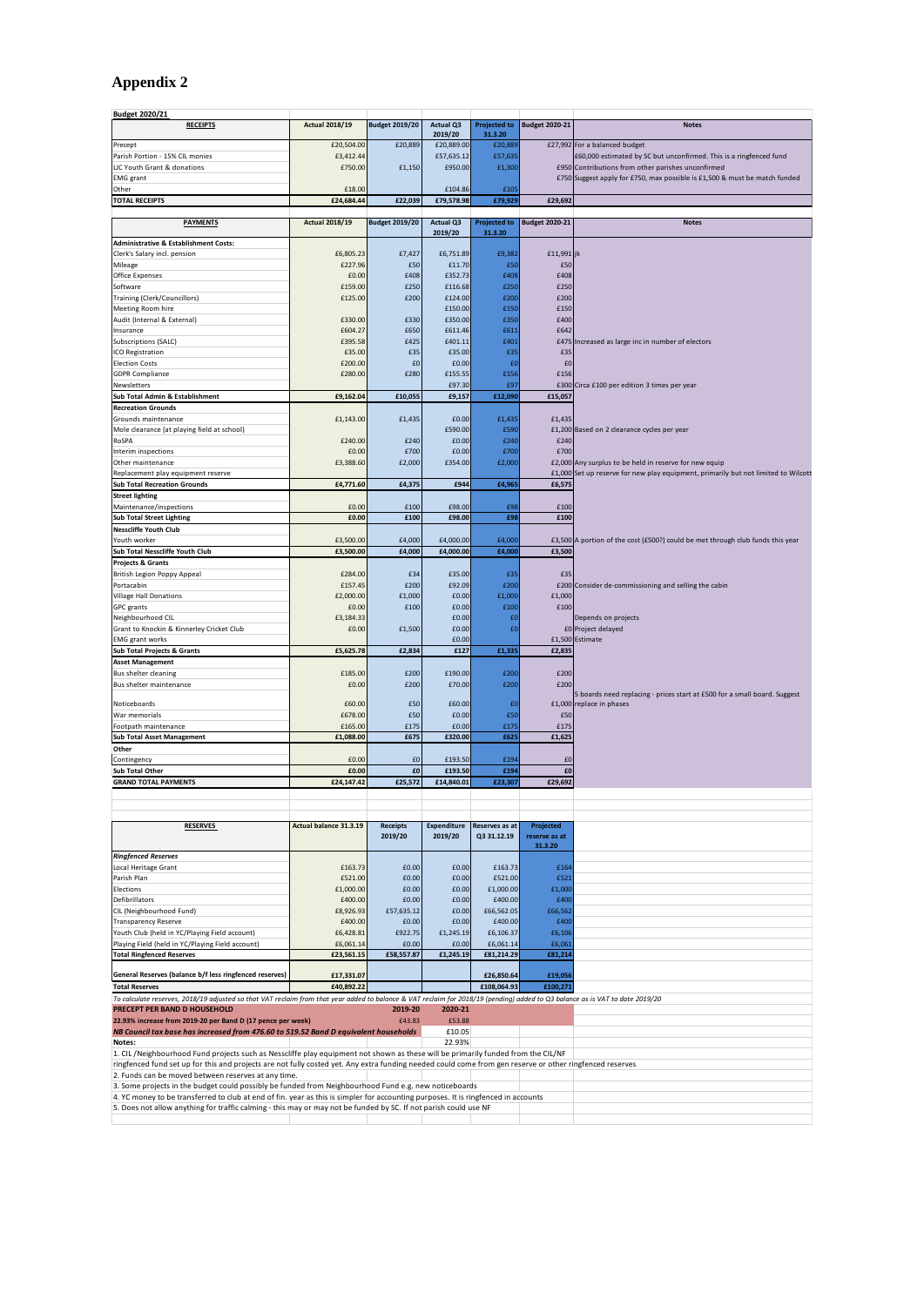# Appendix 2

**Budget 2020/21**

| RECEIPTS | Actual 2018/19 | Budget 2019/20 | Actual Q3 2019/20 | Projected to 31.3.20 | Budget 2020-21 | Notes |
|---|---|---|---|---|---|---|
| Precept | £20,504.00 | £20,889 | £20,889.00 | £20,889 | £27,992 | For a balanced budget |
| Parish Portion - 15% CIL monies | £3,412.44 | | £57,635.12 | £57,635 | | £60,000 estimated by SC but unconfirmed. This is a ringfenced fund |
| LJC Youth Grant & donations | £750.00 | £1,150 | £950.00 | £1,300 | £950 | Contributions from other parishes unconfirmed |
| EMG grant | | | | | £750 | Suggest apply for £750, max possible is £1,500 & must be match funded |
| Other | £18.00 | | £104.86 | £105 | | |
| **TOTAL RECEIPTS** | **£24,684.44** | **£22,039** | **£79,578.98** | **£79,929** | **£29,692** | |

| PAYMENTS | Actual 2018/19 | Budget 2019/20 | Actual Q3 2019/20 | Projected to 31.3.20 | Budget 2020-21 | Notes |
|---|---|---|---|---|---|---|
| **Administrative & Establishment Costs:** | | | | | | |
| Clerk's Salary incl. pension | £6,805.23 | £7,427 | £6,751.89 | £9,382 | £11,991 | jk |
| Mileage | £227.96 | £50 | £11.70 | £50 | £50 | |
| Office Expenses | £0.00 | £408 | £352.73 | £408 | £408 | |
| Software | £159.00 | £250 | £116.68 | £250 | £250 | |
| Training (Clerk/Councillors) | £125.00 | £200 | £124.00 | £200 | £200 | |
| Meeting Room hire | | | £150.00 | £150 | £150 | |
| Audit (Internal & External) | £330.00 | £330 | £350.00 | £350 | £400 | |
| Insurance | £604.27 | £650 | £611.46 | £611 | £642 | |
| Subscriptions (SALC) | £395.58 | £425 | £401.11 | £401 | £475 | Increased as large inc in number of electors |
| ICO Registration | £35.00 | £35 | £35.00 | £35 | £35 | |
| Election Costs | £200.00 | £0 | £0.00 | £0 | £0 | |
| GDPR Compliance | £280.00 | £280 | £155.55 | £156 | £156 | |
| Newsletters | | | £97.30 | £97 | £300 | Circa £100 per edition 3 times per year |
| **Sub Total Admin & Establishment** | **£9,162.04** | **£10,055** | **£9,157** | **£12,090** | **£15,057** | |
| **Recreation Grounds** | | | | | | |
| Grounds maintenance | £1,143.00 | £1,435 | £0.00 | £1,435 | £1,435 | |
| Mole clearance (at playing field at school) | | | £590.00 | £590 | £1,200 | Based on 2 clearance cycles per year |
| RoSPA | £240.00 | £240 | £0.00 | £240 | £240 | |
| Interim inspections | £0.00 | £700 | £0.00 | £700 | £700 | |
| Other maintenance | £3,388.60 | £2,000 | £354.00 | £2,000 | £2,000 | Any surplus to be held in reserve for new equip |
| Replacement play equipment reserve | | | | | £1,000 | Set up reserve for new play equipment, primarily but not limited to Wilcott |
| **Sub Total Recreation Grounds** | **£4,771.60** | **£4,375** | **£944** | **£4,965** | **£6,575** | |
| **Street lighting** | | | | | | |
| Maintenance/inspections | £0.00 | £100 | £98.00 | £98 | £100 | |
| **Sub Total Street Lighting** | **£0.00** | **£100** | **£98.00** | **£98** | **£100** | |
| **Nesscliffe Youth Club** | | | | | | |
| Youth worker | £3,500.00 | £4,000 | £4,000.00 | £4,000 | £3,500 | A portion of the cost (£500?) could be met through club funds this year |
| **Sub Total Nesscliffe Youth Club** | **£3,500.00** | **£4,000** | **£4,000.00** | **£4,000** | **£3,500** | |
| **Projects & Grants** | | | | | | |
| British Legion Poppy Appeal | £284.00 | £34 | £35.00 | £35 | £35 | |
| Portacabin | £157.45 | £200 | £92.09 | £200 | £200 | Consider de-commissioning and selling the cabin |
| Village Hall Donations | £2,000.00 | £1,000 | £0.00 | £1,000 | £1,000 | |
| GPC grants | £0.00 | £100 | £0.00 | £100 | £100 | |
| Neighbourhood CIL | £3,184.33 | | £0.00 | £0 | | Depends on projects |
| Grant to Knockin & Kinnerley Cricket Club | £0.00 | £1,500 | £0.00 | £0 | £0 | Project delayed |
| EMG grant works | | | £0.00 | | £1,500 | Estimate |
| **Sub Total Projects & Grants** | **£5,625.78** | **£2,834** | **£127** | **£1,335** | **£2,835** | |
| **Asset Management** | | | | | | |
| Bus shelter cleaning | £185.00 | £200 | £190.00 | £200 | £200 | |
| Bus shelter maintenance | £0.00 | £200 | £70.00 | £200 | £200 | |
| Noticeboards | £60.00 | £50 | £60.00 | £0 | £1,000 | 5 boards need replacing - prices start at £500 for a small board. Suggest replace in phases |
| War memorials | £678.00 | £50 | £0.00 | £50 | £50 | |
| Footpath maintenance | £165.00 | £175 | £0.00 | £175 | £175 | |
| **Sub Total Asset Management** | **£1,088.00** | **£675** | **£320.00** | **£625** | **£1,625** | |
| **Other** | | | | | | |
| Contingency | £0.00 | £0 | £193.50 | £194 | £0 | |
| **Sub Total Other** | **£0.00** | **£0** | **£193.50** | **£194** | **£0** | |
| **GRAND TOTAL PAYMENTS** | **£24,147.42** | **£25,572** | **£14,840.01** | **£23,307** | **£29,692** | |

| RESERVES | Actual balance 31.3.19 | Receipts 2019/20 | Expenditure 2019/20 | Reserves as at Q3 31.12.19 | Projected reserve as at 31.3.20 |
|---|---|---|---|---|---|
| ***Ringfenced Reserves*** | | | | | |
| Local Heritage Grant | £163.73 | £0.00 | £0.00 | £163.73 | £164 |
| Parish Plan | £521.00 | £0.00 | £0.00 | £521.00 | £521 |
| Elections | £1,000.00 | £0.00 | £0.00 | £1,000.00 | £1,000 |
| Defibrillators | £400.00 | £0.00 | £0.00 | £400.00 | £400 |
| CIL (Neighbourhood Fund) | £8,926.93 | £57,635.12 | £0.00 | £66,562.05 | £66,562 |
| Transparency Reserve | £400.00 | £0.00 | £0.00 | £400.00 | £400 |
| Youth Club (held in YC/Playing Field account) | £6,428.81 | £922.75 | £1,245.19 | £6,106.37 | £6,106 |
| Playing Field (held in YC/Playing Field account) | £6,061.14 | £0.00 | £0.00 | £6,061.14 | £6,061 |
| **Total Ringfenced Reserves** | **£23,561.15** | **£58,557.87** | **£1,245.19** | **£81,214.29** | **£81,214** |
| **General Reserves (balance b/f less ringfenced reserves)** | **£17,331.07** | | | **£26,850.64** | **£19,056** |
| **Total Reserves** | **£40,892.22** | | | **£108,064.93** | **£100,271** |

*To calculate reserves, 2018/19 adjusted so that VAT reclaim from that year added to balance & VAT reclaim for 2018/19 (pending) added to Q3 balance as is VAT to date 2019/20*

| PRECEPT PER BAND D HOUSEHOLD | 2019-20 | 2020-21 |
|---|---|---|
| 22.93% increase from 2019-20 per Band D (17 pence per week) | £43.83 | £53.88 |
| *NB Council tax base has increased from 476.60 to 519.52 Band D equivalent households* | | £10.05 |
| | | 22.93% |

**Notes:**

1. CIL /Neighbourhood Fund projects such as Nesscliffe play equipment not shown as these will be primarily funded from the CIL/NF ringfenced fund set up for this and projects are not fully costed yet. Any extra funding needed could come from gen reserve or other ringfenced reserves
2. Funds can be moved between reserves at any time.
3. Some projects in the budget could possibly be funded from Neighbourhood Fund e.g. new noticeboards
4. YC money to be transferred to club at end of fin. year as this is simpler for accounting purposes. It is ringfenced in accounts
5. Does not allow anything for traffic calming - this may or may not be funded by SC. If not parish could use NF